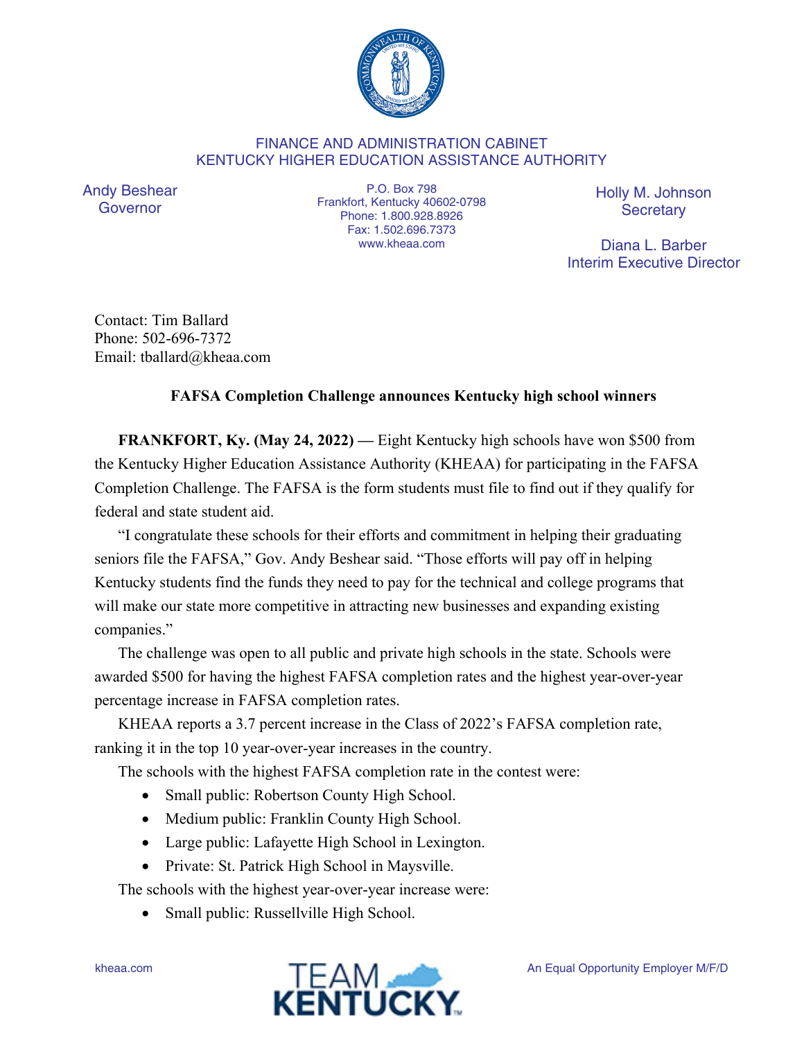FINANCE AND ADMINISTRATION CABINET
KENTUCKY HIGHER EDUCATION ASSISTANCE AUTHORITY

Andy Beshear
Governor

P.O. Box 798
Frankfort, Kentucky 40602-0798
Phone: 1.800.928.8926
Fax: 1.502.696.7373
www.kheaa.com

Holly M. Johnson
Secretary

Diana L. Barber
Interim Executive Director

Contact: Tim Ballard
Phone: 502-696-7372
Email: tballard@kheaa.com

## FAFSA Completion Challenge announces Kentucky high school winners

**FRANKFORT, Ky. (May 24, 2022) —** Eight Kentucky high schools have won $500 from the Kentucky Higher Education Assistance Authority (KHEAA) for participating in the FAFSA Completion Challenge. The FAFSA is the form students must file to find out if they qualify for federal and state student aid.

"I congratulate these schools for their efforts and commitment in helping their graduating seniors file the FAFSA," Gov. Andy Beshear said. "Those efforts will pay off in helping Kentucky students find the funds they need to pay for the technical and college programs that will make our state more competitive in attracting new businesses and expanding existing companies."

The challenge was open to all public and private high schools in the state. Schools were awarded $500 for having the highest FAFSA completion rates and the highest year-over-year percentage increase in FAFSA completion rates.

KHEAA reports a 3.7 percent increase in the Class of 2022's FAFSA completion rate, ranking it in the top 10 year-over-year increases in the country.

The schools with the highest FAFSA completion rate in the contest were:

- Small public: Robertson County High School.
- Medium public: Franklin County High School.
- Large public: Lafayette High School in Lexington.
- Private: St. Patrick High School in Maysville.

The schools with the highest year-over-year increase were:

- Small public: Russellville High School.

kheaa.com

TEAM KENTUCKY

An Equal Opportunity Employer M/F/D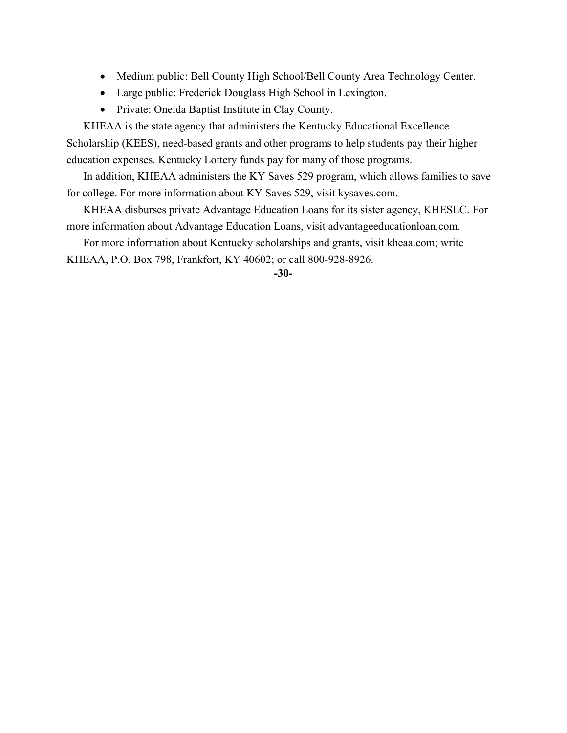- Medium public: Bell County High School/Bell County Area Technology Center.
- Large public: Frederick Douglass High School in Lexington.
- Private: Oneida Baptist Institute in Clay County.

KHEAA is the state agency that administers the Kentucky Educational Excellence Scholarship (KEES), need-based grants and other programs to help students pay their higher education expenses. Kentucky Lottery funds pay for many of those programs.

In addition, KHEAA administers the KY Saves 529 program, which allows families to save for college. For more information about KY Saves 529, visit kysaves.com.

KHEAA disburses private Advantage Education Loans for its sister agency, KHESLC. For more information about Advantage Education Loans, visit advantageeducationloan.com.

For more information about Kentucky scholarships and grants, visit kheaa.com; write KHEAA, P.O. Box 798, Frankfort, KY 40602; or call 800-928-8926.

**-30-**